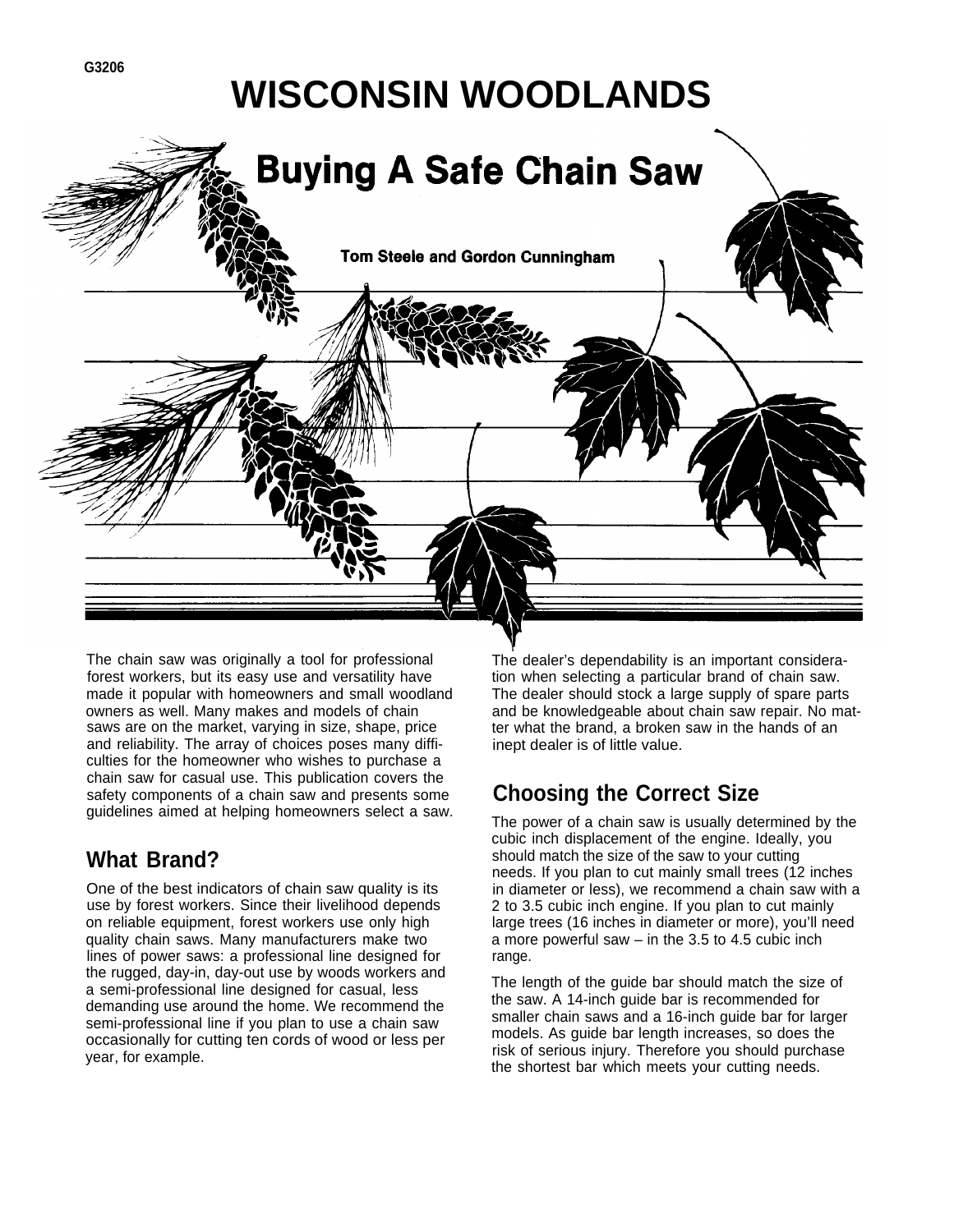G3206

# WISCONSIN WOODLANDS

## Buying A Safe Chain Saw

**Tom Steele and Gordon Cunningham**

The chain saw was originally a tool for professional forest workers, but its easy use and versatility have made it popular with homeowners and small woodland owners as well. Many makes and models of chain saws are on the market, varying in size, shape, price and reliability. The array of choices poses many difficulties for the homeowner who wishes to purchase a chain saw for casual use. This publication covers the safety components of a chain saw and presents some guidelines aimed at helping homeowners select a saw.

### What Brand?

One of the best indicators of chain saw quality is its use by forest workers. Since their livelihood depends on reliable equipment, forest workers use only high quality chain saws. Many manufacturers make two lines of power saws: a professional line designed for the rugged, day-in, day-out use by woods workers and a semi-professional line designed for casual, less demanding use around the home. We recommend the semi-professional line if you plan to use a chain saw occasionally for cutting ten cords of wood or less per year, for example.

The dealer's dependability is an important consideration when selecting a particular brand of chain saw. The dealer should stock a large supply of spare parts and be knowledgeable about chain saw repair. No matter what the brand, a broken saw in the hands of an inept dealer is of little value.

### Choosing the Correct Size

The power of a chain saw is usually determined by the cubic inch displacement of the engine. Ideally, you should match the size of the saw to your cutting needs. If you plan to cut mainly small trees (12 inches in diameter or less), we recommend a chain saw with a 2 to 3.5 cubic inch engine. If you plan to cut mainly large trees (16 inches in diameter or more), you'll need a more powerful saw – in the 3.5 to 4.5 cubic inch range.

The length of the guide bar should match the size of the saw. A 14-inch guide bar is recommended for smaller chain saws and a 16-inch guide bar for larger models. As guide bar length increases, so does the risk of serious injury. Therefore you should purchase the shortest bar which meets your cutting needs.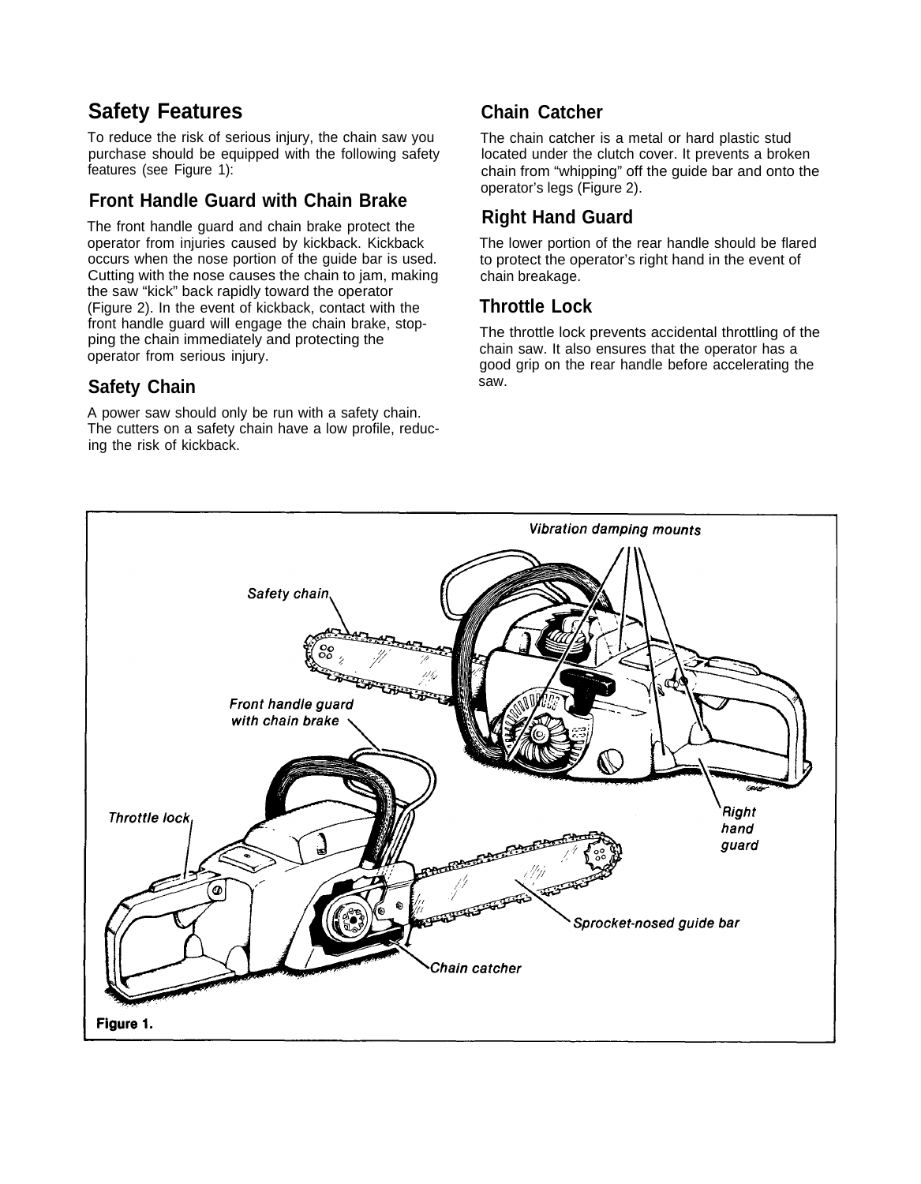## Safety Features

To reduce the risk of serious injury, the chain saw you purchase should be equipped with the following safety features (see Figure 1):

### Front Handle Guard with Chain Brake

The front handle guard and chain brake protect the operator from injuries caused by kickback. Kickback occurs when the nose portion of the guide bar is used. Cutting with the nose causes the chain to jam, making the saw "kick" back rapidly toward the operator (Figure 2). In the event of kickback, contact with the front handle guard will engage the chain brake, stopping the chain immediately and protecting the operator from serious injury.

### Safety Chain

A power saw should only be run with a safety chain. The cutters on a safety chain have a low profile, reducing the risk of kickback.

### Chain Catcher

The chain catcher is a metal or hard plastic stud located under the clutch cover. It prevents a broken chain from "whipping" off the guide bar and onto the operator's legs (Figure 2).

### Right Hand Guard

The lower portion of the rear handle should be flared to protect the operator's right hand in the event of chain breakage.

### Throttle Lock

The throttle lock prevents accidental throttling of the chain saw. It also ensures that the operator has a good grip on the rear handle before accelerating the saw.

Vibration damping mounts

Safety chain

Front handle guard with chain brake

Throttle lock

Right hand guard

Sprocket-nosed guide bar

Chain catcher

**Figure 1.**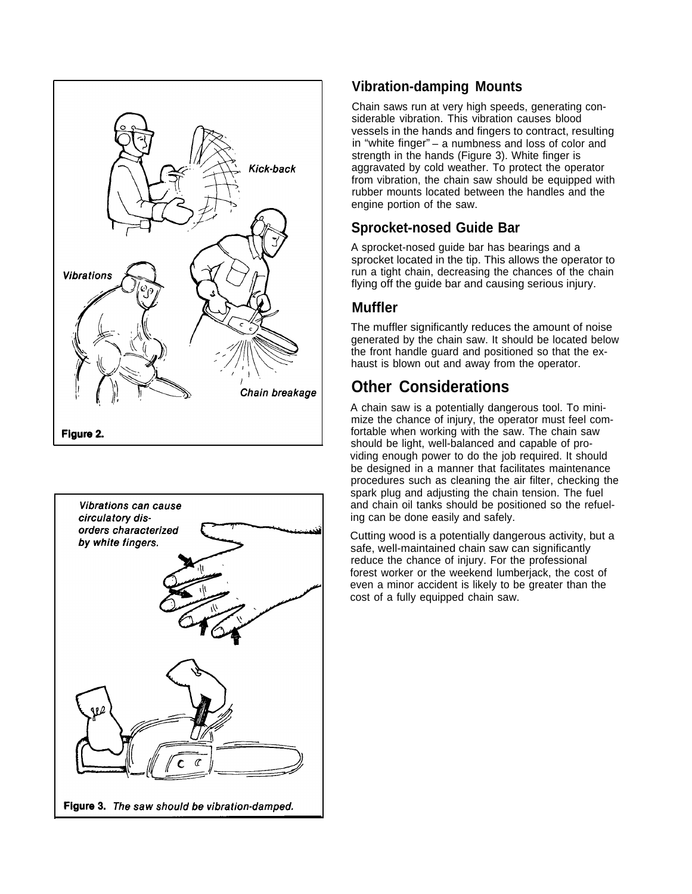Figure 2.

Figure 3. *The saw should be vibration-damped.*

### Vibration-damping Mounts

Chain saws run at very high speeds, generating considerable vibration. This vibration causes blood vessels in the hands and fingers to contract, resulting in "white finger" – a numbness and loss of color and strength in the hands (Figure 3). White finger is aggravated by cold weather. To protect the operator from vibration, the chain saw should be equipped with rubber mounts located between the handles and the engine portion of the saw.

### Sprocket-nosed Guide Bar

A sprocket-nosed guide bar has bearings and a sprocket located in the tip. This allows the operator to run a tight chain, decreasing the chances of the chain flying off the guide bar and causing serious injury.

### Muffler

The muffler significantly reduces the amount of noise generated by the chain saw. It should be located below the front handle guard and positioned so that the exhaust is blown out and away from the operator.

## Other Considerations

A chain saw is a potentially dangerous tool. To minimize the chance of injury, the operator must feel comfortable when working with the saw. The chain saw should be light, well-balanced and capable of providing enough power to do the job required. It should be designed in a manner that facilitates maintenance procedures such as cleaning the air filter, checking the spark plug and adjusting the chain tension. The fuel and chain oil tanks should be positioned so the refueling can be done easily and safely.

Cutting wood is a potentially dangerous activity, but a safe, well-maintained chain saw can significantly reduce the chance of injury. For the professional forest worker or the weekend lumberjack, the cost of even a minor accident is likely to be greater than the cost of a fully equipped chain saw.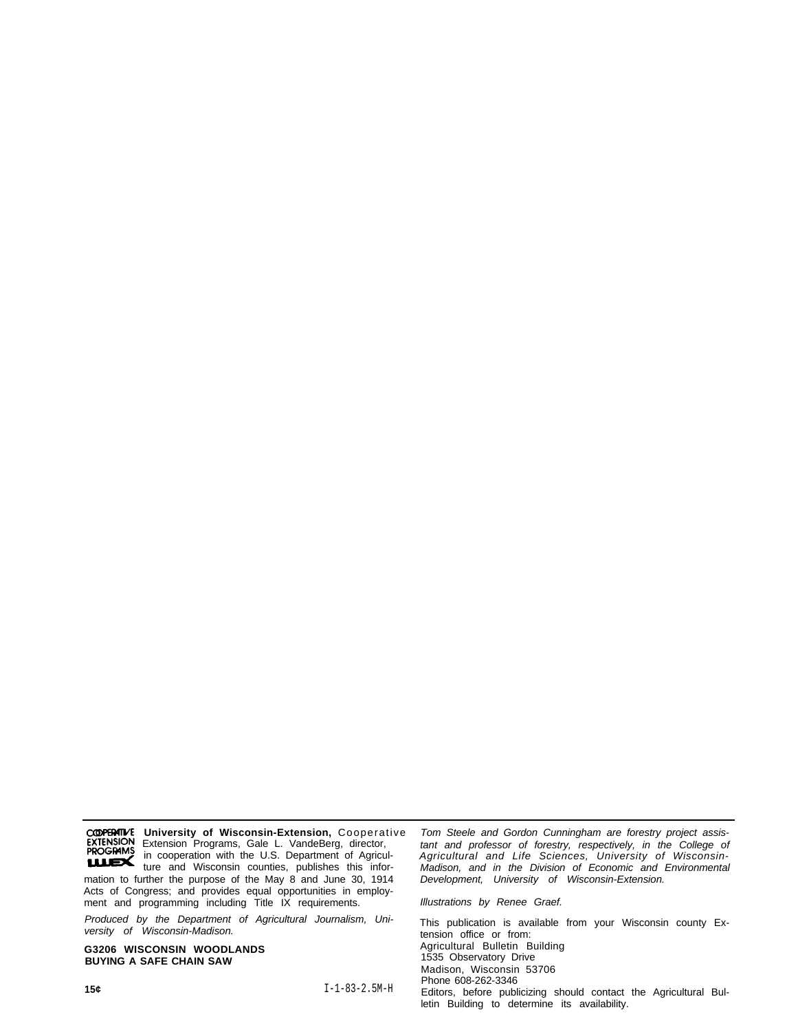COOPERATIVE EXTENSION PROGRAMS UWEX **University of Wisconsin-Extension,** Cooperative Extension Programs, Gale L. VandeBerg, director, in cooperation with the U.S. Department of Agriculture and Wisconsin counties, publishes this information to further the purpose of the May 8 and June 30, 1914 Acts of Congress; and provides equal opportunities in employment and programming including Title IX requirements.

*Produced by the Department of Agricultural Journalism, University of Wisconsin-Madison.*

**G3206 WISCONSIN WOODLANDS**
**BUYING A SAFE CHAIN SAW**

**15¢**

I-1-83-2.5M-H

*Tom Steele and Gordon Cunningham are forestry project assistant and professor of forestry, respectively, in the College of Agricultural and Life Sciences, University of Wisconsin-Madison, and in the Division of Economic and Environmental Development, University of Wisconsin-Extension.*

*Illustrations by Renee Graef.*

This publication is available from your Wisconsin county Extension office or from:
Agricultural Bulletin Building
1535 Observatory Drive
Madison, Wisconsin 53706
Phone 608-262-3346
Editors, before publicizing should contact the Agricultural Bulletin Building to determine its availability.